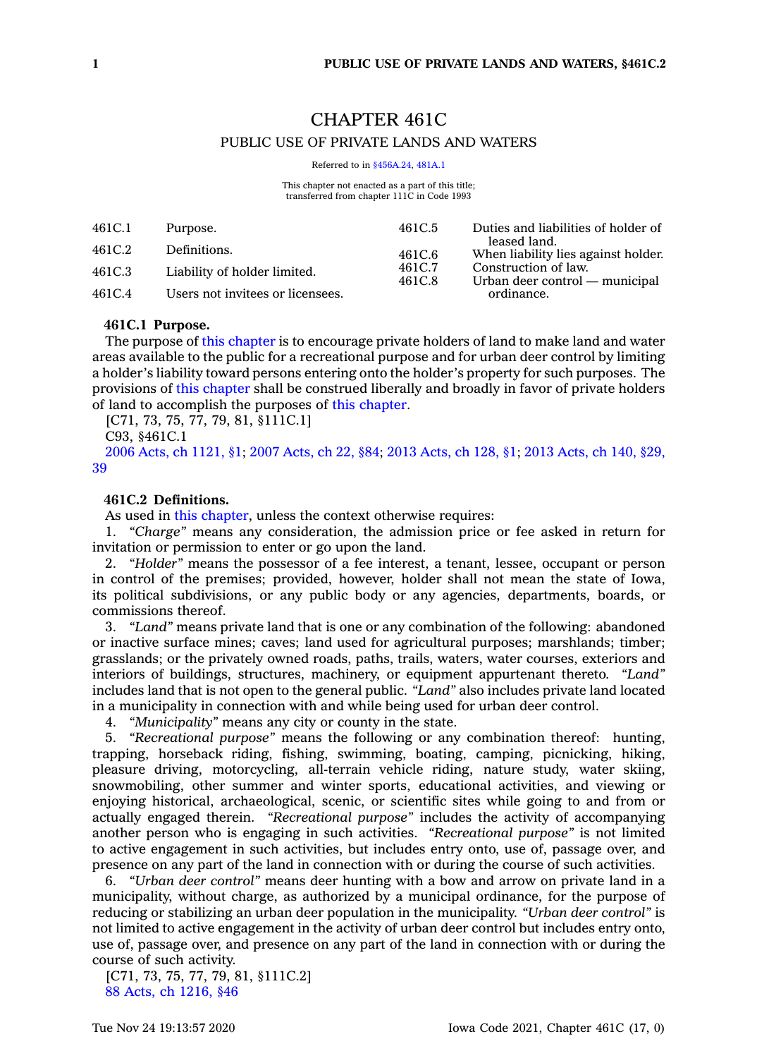# CHAPTER 461C

## PUBLIC USE OF PRIVATE LANDS AND WATERS

Referred to in §456A.24, 481A.1

This chapter not enacted as a part of this title; transferred from chapter 111C in Code 1993

| | |
|---|---|
| 461C.1 | Purpose. |
| 461C.2 | Definitions. |
| 461C.3 | Liability of holder limited. |
| 461C.4 | Users not invitees or licensees. |
| 461C.5 | Duties and liabilities of holder of leased land. |
| 461C.6 | When liability lies against holder. |
| 461C.7 | Construction of law. |
| 461C.8 | Urban deer control — municipal ordinance. |

**461C.1 Purpose.**

The purpose of this chapter is to encourage private holders of land to make land and water areas available to the public for a recreational purpose and for urban deer control by limiting a holder's liability toward persons entering onto the holder's property for such purposes. The provisions of this chapter shall be construed liberally and broadly in favor of private holders of land to accomplish the purposes of this chapter.

[C71, 73, 75, 77, 79, 81, §111C.1]

C93, §461C.1

2006 Acts, ch 1121, §1; 2007 Acts, ch 22, §84; 2013 Acts, ch 128, §1; 2013 Acts, ch 140, §29, 39

**461C.2 Definitions.**

As used in this chapter, unless the context otherwise requires:

1. *"Charge"* means any consideration, the admission price or fee asked in return for invitation or permission to enter or go upon the land.

2. *"Holder"* means the possessor of a fee interest, a tenant, lessee, occupant or person in control of the premises; provided, however, holder shall not mean the state of Iowa, its political subdivisions, or any public body or any agencies, departments, boards, or commissions thereof.

3. *"Land"* means private land that is one or any combination of the following: abandoned or inactive surface mines; caves; land used for agricultural purposes; marshlands; timber; grasslands; or the privately owned roads, paths, trails, waters, water courses, exteriors and interiors of buildings, structures, machinery, or equipment appurtenant thereto. *"Land"* includes land that is not open to the general public. *"Land"* also includes private land located in a municipality in connection with and while being used for urban deer control.

4. *"Municipality"* means any city or county in the state.

5. *"Recreational purpose"* means the following or any combination thereof: hunting, trapping, horseback riding, fishing, swimming, boating, camping, picnicking, hiking, pleasure driving, motorcycling, all-terrain vehicle riding, nature study, water skiing, snowmobiling, other summer and winter sports, educational activities, and viewing or enjoying historical, archaeological, scenic, or scientific sites while going to and from or actually engaged therein. *"Recreational purpose"* includes the activity of accompanying another person who is engaging in such activities. *"Recreational purpose"* is not limited to active engagement in such activities, but includes entry onto, use of, passage over, and presence on any part of the land in connection with or during the course of such activities.

6. *"Urban deer control"* means deer hunting with a bow and arrow on private land in a municipality, without charge, as authorized by a municipal ordinance, for the purpose of reducing or stabilizing an urban deer population in the municipality. *"Urban deer control"* is not limited to active engagement in the activity of urban deer control but includes entry onto, use of, passage over, and presence on any part of the land in connection with or during the course of such activity.

[C71, 73, 75, 77, 79, 81, §111C.2]

88 Acts, ch 1216, §46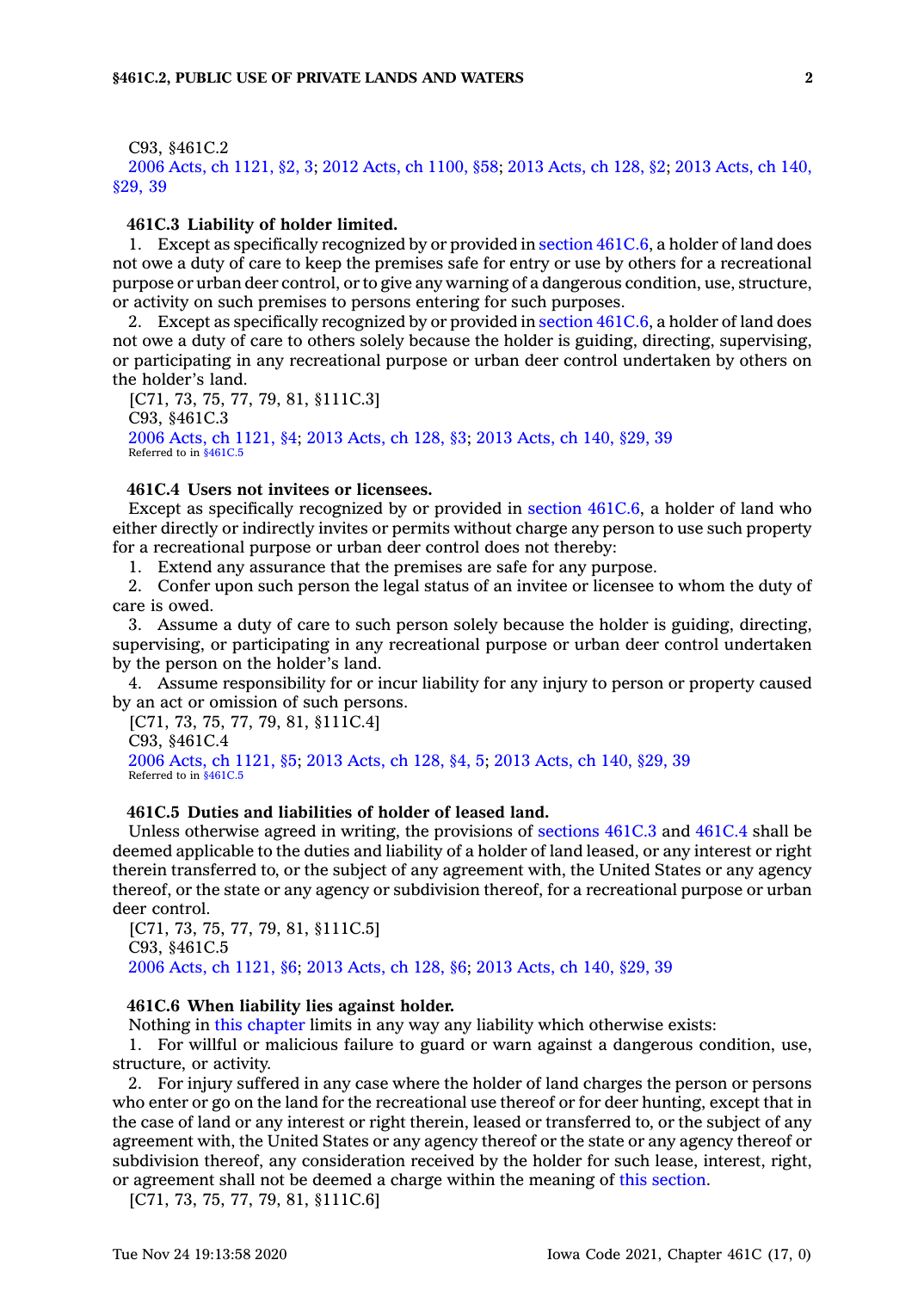C93, §461C.2

2006 Acts, ch 1121, §2, 3; 2012 Acts, ch 1100, §58; 2013 Acts, ch 128, §2; 2013 Acts, ch 140, §29, 39

**461C.3 Liability of holder limited.**

1. Except as specifically recognized by or provided in section 461C.6, a holder of land does not owe a duty of care to keep the premises safe for entry or use by others for a recreational purpose or urban deer control, or to give any warning of a dangerous condition, use, structure, or activity on such premises to persons entering for such purposes.

2. Except as specifically recognized by or provided in section 461C.6, a holder of land does not owe a duty of care to others solely because the holder is guiding, directing, supervising, or participating in any recreational purpose or urban deer control undertaken by others on the holder's land.

[C71, 73, 75, 77, 79, 81, §111C.3]

C93, §461C.3

2006 Acts, ch 1121, §4; 2013 Acts, ch 128, §3; 2013 Acts, ch 140, §29, 39

Referred to in §461C.5

**461C.4 Users not invitees or licensees.**

Except as specifically recognized by or provided in section 461C.6, a holder of land who either directly or indirectly invites or permits without charge any person to use such property for a recreational purpose or urban deer control does not thereby:

1. Extend any assurance that the premises are safe for any purpose.

2. Confer upon such person the legal status of an invitee or licensee to whom the duty of care is owed.

3. Assume a duty of care to such person solely because the holder is guiding, directing, supervising, or participating in any recreational purpose or urban deer control undertaken by the person on the holder's land.

4. Assume responsibility for or incur liability for any injury to person or property caused by an act or omission of such persons.

[C71, 73, 75, 77, 79, 81, §111C.4]

C93, §461C.4

2006 Acts, ch 1121, §5; 2013 Acts, ch 128, §4, 5; 2013 Acts, ch 140, §29, 39

Referred to in §461C.5

**461C.5 Duties and liabilities of holder of leased land.**

Unless otherwise agreed in writing, the provisions of sections 461C.3 and 461C.4 shall be deemed applicable to the duties and liability of a holder of land leased, or any interest or right therein transferred to, or the subject of any agreement with, the United States or any agency thereof, or the state or any agency or subdivision thereof, for a recreational purpose or urban deer control.

[C71, 73, 75, 77, 79, 81, §111C.5]

C93, §461C.5

2006 Acts, ch 1121, §6; 2013 Acts, ch 128, §6; 2013 Acts, ch 140, §29, 39

**461C.6 When liability lies against holder.**

Nothing in this chapter limits in any way any liability which otherwise exists:

1. For willful or malicious failure to guard or warn against a dangerous condition, use, structure, or activity.

2. For injury suffered in any case where the holder of land charges the person or persons who enter or go on the land for the recreational use thereof or for deer hunting, except that in the case of land or any interest or right therein, leased or transferred to, or the subject of any agreement with, the United States or any agency thereof or the state or any agency thereof or subdivision thereof, any consideration received by the holder for such lease, interest, right, or agreement shall not be deemed a charge within the meaning of this section.

[C71, 73, 75, 77, 79, 81, §111C.6]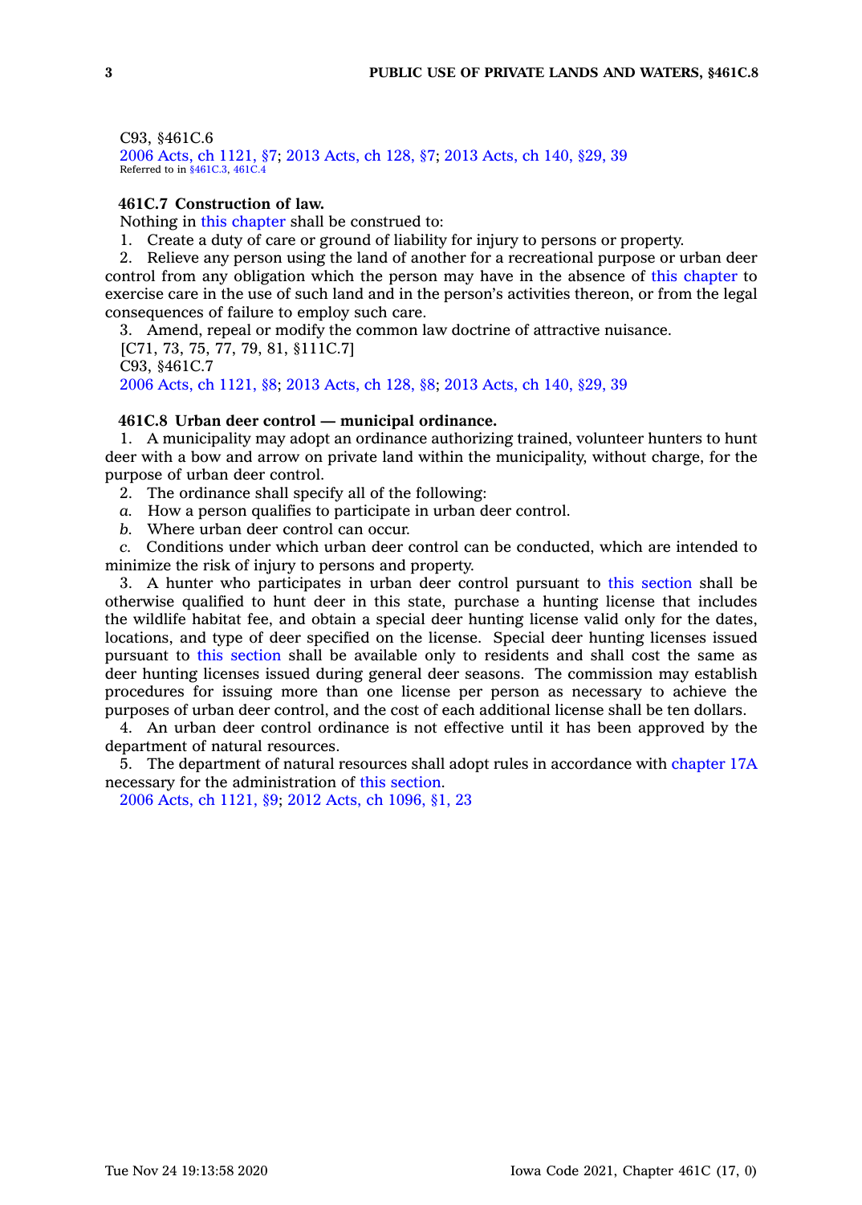C93, §461C.6

2006 Acts, ch 1121, §7; 2013 Acts, ch 128, §7; 2013 Acts, ch 140, §29, 39

Referred to in §461C.3, 461C.4

**461C.7 Construction of law.**

Nothing in this chapter shall be construed to:

1. Create a duty of care or ground of liability for injury to persons or property.

2. Relieve any person using the land of another for a recreational purpose or urban deer control from any obligation which the person may have in the absence of this chapter to exercise care in the use of such land and in the person's activities thereon, or from the legal consequences of failure to employ such care.

3. Amend, repeal or modify the common law doctrine of attractive nuisance.

[C71, 73, 75, 77, 79, 81, §111C.7]

C93, §461C.7

2006 Acts, ch 1121, §8; 2013 Acts, ch 128, §8; 2013 Acts, ch 140, §29, 39

**461C.8 Urban deer control — municipal ordinance.**

1. A municipality may adopt an ordinance authorizing trained, volunteer hunters to hunt deer with a bow and arrow on private land within the municipality, without charge, for the purpose of urban deer control.

2. The ordinance shall specify all of the following:

*a.* How a person qualifies to participate in urban deer control.

*b.* Where urban deer control can occur.

*c.* Conditions under which urban deer control can be conducted, which are intended to minimize the risk of injury to persons and property.

3. A hunter who participates in urban deer control pursuant to this section shall be otherwise qualified to hunt deer in this state, purchase a hunting license that includes the wildlife habitat fee, and obtain a special deer hunting license valid only for the dates, locations, and type of deer specified on the license. Special deer hunting licenses issued pursuant to this section shall be available only to residents and shall cost the same as deer hunting licenses issued during general deer seasons. The commission may establish procedures for issuing more than one license per person as necessary to achieve the purposes of urban deer control, and the cost of each additional license shall be ten dollars.

4. An urban deer control ordinance is not effective until it has been approved by the department of natural resources.

5. The department of natural resources shall adopt rules in accordance with chapter 17A necessary for the administration of this section.

2006 Acts, ch 1121, §9; 2012 Acts, ch 1096, §1, 23